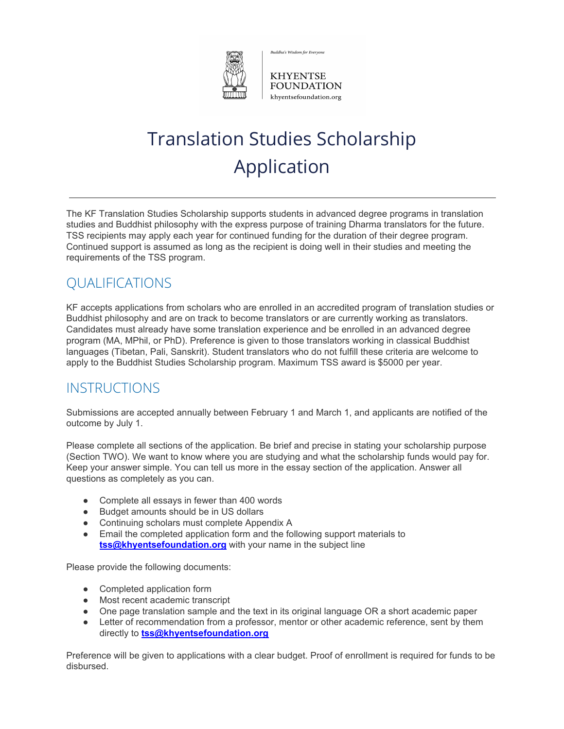Buddha's Wisdom for Everyone

KHYENTSE FOUNDATION

khyentsefoundation.org

# Translation Studies Scholarship Application

---

The KF Translation Studies Scholarship supports students in advanced degree programs in translation studies and Buddhist philosophy with the express purpose of training Dharma translators for the future. TSS recipients may apply each year for continued funding for the duration of their degree program. Continued support is assumed as long as the recipient is doing well in their studies and meeting the requirements of the TSS program.

## QUALIFICATIONS

KF accepts applications from scholars who are enrolled in an accredited program of translation studies or Buddhist philosophy and are on track to become translators or are currently working as translators. Candidates must already have some translation experience and be enrolled in an advanced degree program (MA, MPhil, or PhD). Preference is given to those translators working in classical Buddhist languages (Tibetan, Pali, Sanskrit). Student translators who do not fulfill these criteria are welcome to apply to the Buddhist Studies Scholarship program. Maximum TSS award is $5000 per year.

## INSTRUCTIONS

Submissions are accepted annually between February 1 and March 1, and applicants are notified of the outcome by July 1.

Please complete all sections of the application. Be brief and precise in stating your scholarship purpose (Section TWO). We want to know where you are studying and what the scholarship funds would pay for. Keep your answer simple. You can tell us more in the essay section of the application. Answer all questions as completely as you can.

- Complete all essays in fewer than 400 words
- Budget amounts should be in US dollars
- Continuing scholars must complete Appendix A
- Email the completed application form and the following support materials to **tss@khyentsefoundation.org** with your name in the subject line

Please provide the following documents:

- Completed application form
- Most recent academic transcript
- One page translation sample and the text in its original language OR a short academic paper
- Letter of recommendation from a professor, mentor or other academic reference, sent by them directly to **tss@khyentsefoundation.org**

Preference will be given to applications with a clear budget. Proof of enrollment is required for funds to be disbursed.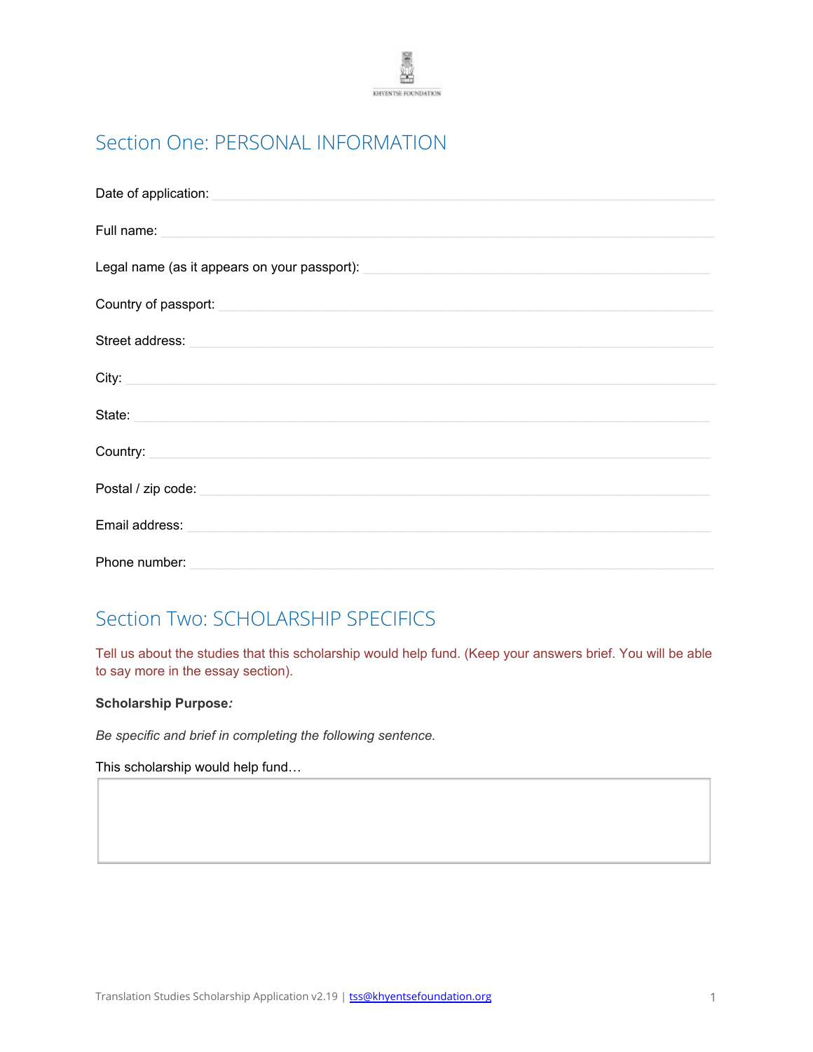## Section One: PERSONAL INFORMATION

Date of application: 

Full name: 

Legal name (as it appears on your passport): 

Country of passport: 

Street address: 

City: 

State: 

Country: 

Postal / zip code: 

Email address: 

Phone number: 

## Section Two: SCHOLARSHIP SPECIFICS

Tell us about the studies that this scholarship would help fund. (Keep your answers brief. You will be able to say more in the essay section).

**Scholarship Purpose*:***

*Be specific and brief in completing the following sentence.*

This scholarship would help fund…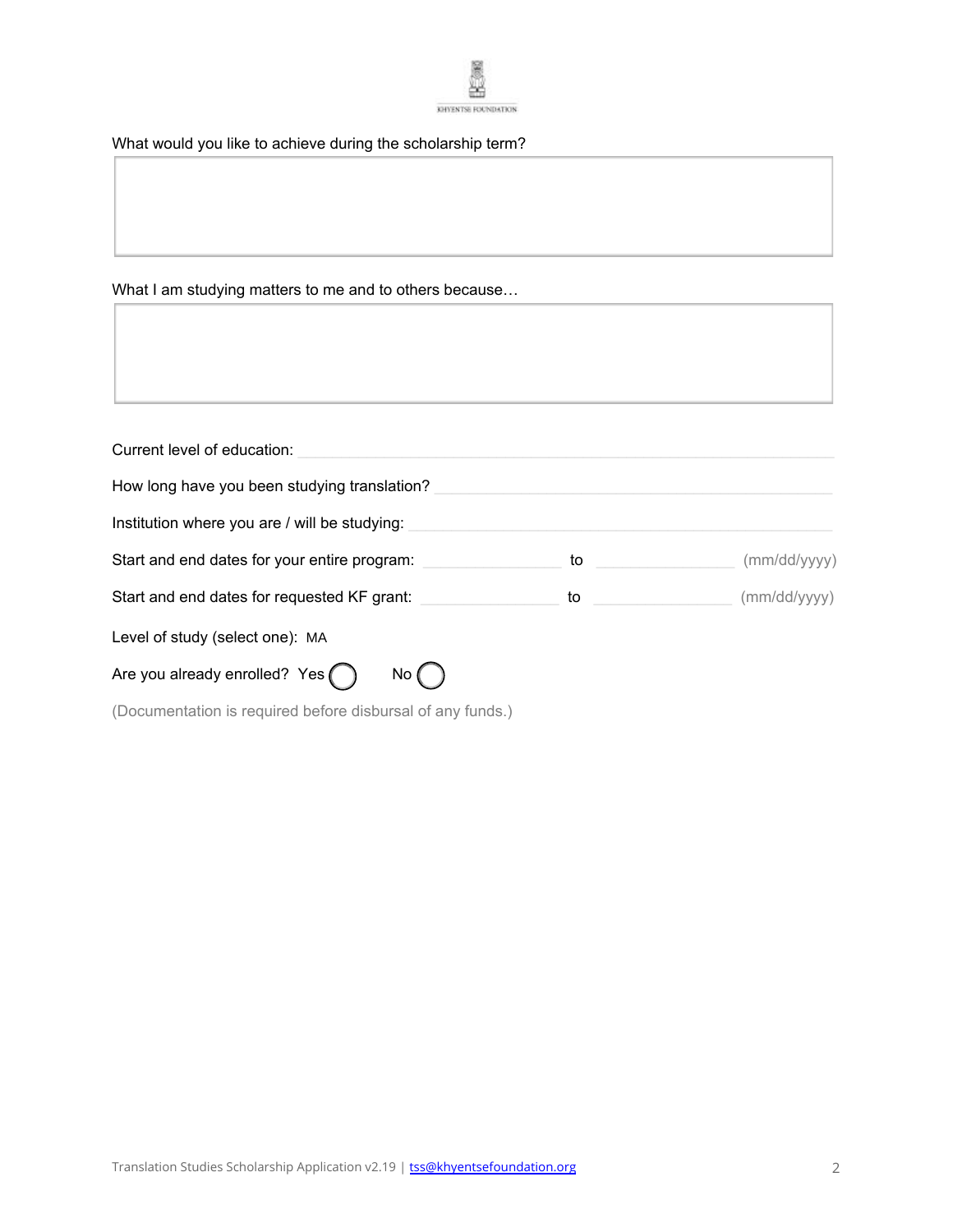What would you like to achieve during the scholarship term?

What I am studying matters to me and to others because…

Current level of education: ______________________________

How long have you been studying translation? ______________________________

Institution where you are / will be studying: ______________________________

Start and end dates for your entire program: ____________ to ____________ (mm/dd/yyyy)

Start and end dates for requested KF grant: ____________ to ____________ (mm/dd/yyyy)

Level of study (select one): MA

Are you already enrolled? Yes ◯ No ◯

(Documentation is required before disbursal of any funds.)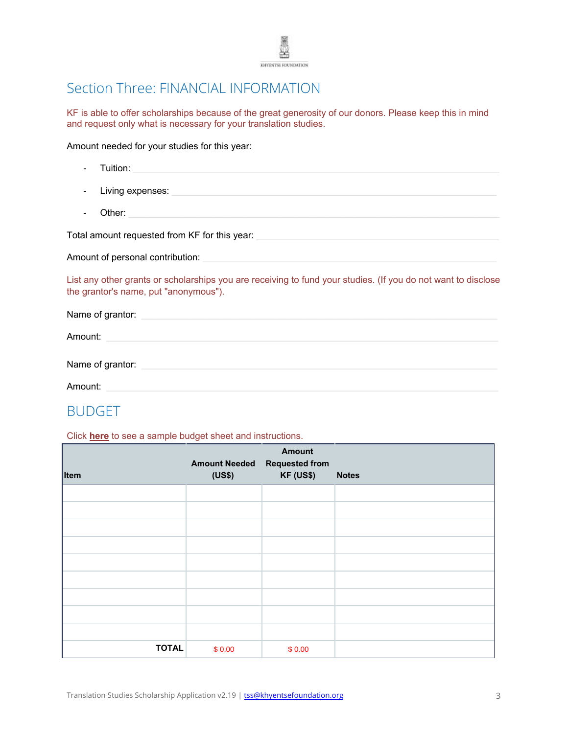## Section Three: FINANCIAL INFORMATION

KF is able to offer scholarships because of the great generosity of our donors. Please keep this in mind and request only what is necessary for your translation studies.

Amount needed for your studies for this year:

- Tuition: ______________________________
- Living expenses: ______________________________
- Other: ______________________________

Total amount requested from KF for this year: ______________________________

Amount of personal contribution: ______________________________

List any other grants or scholarships you are receiving to fund your studies. (If you do not want to disclose the grantor's name, put "anonymous").

Name of grantor: ______________________________

Amount: ______________________________

Name of grantor: ______________________________

Amount: ______________________________

## BUDGET

Click **here** to see a sample budget sheet and instructions.

| Item | Amount Needed (US$) | Amount Requested from KF (US$) | Notes |
|---|---|---|---|
| | | | |
| | | | |
| | | | |
| | | | |
| | | | |
| | | | |
| | | | |
| | | | |
| | | | |
| **TOTAL** | $ 0.00 | $ 0.00 | |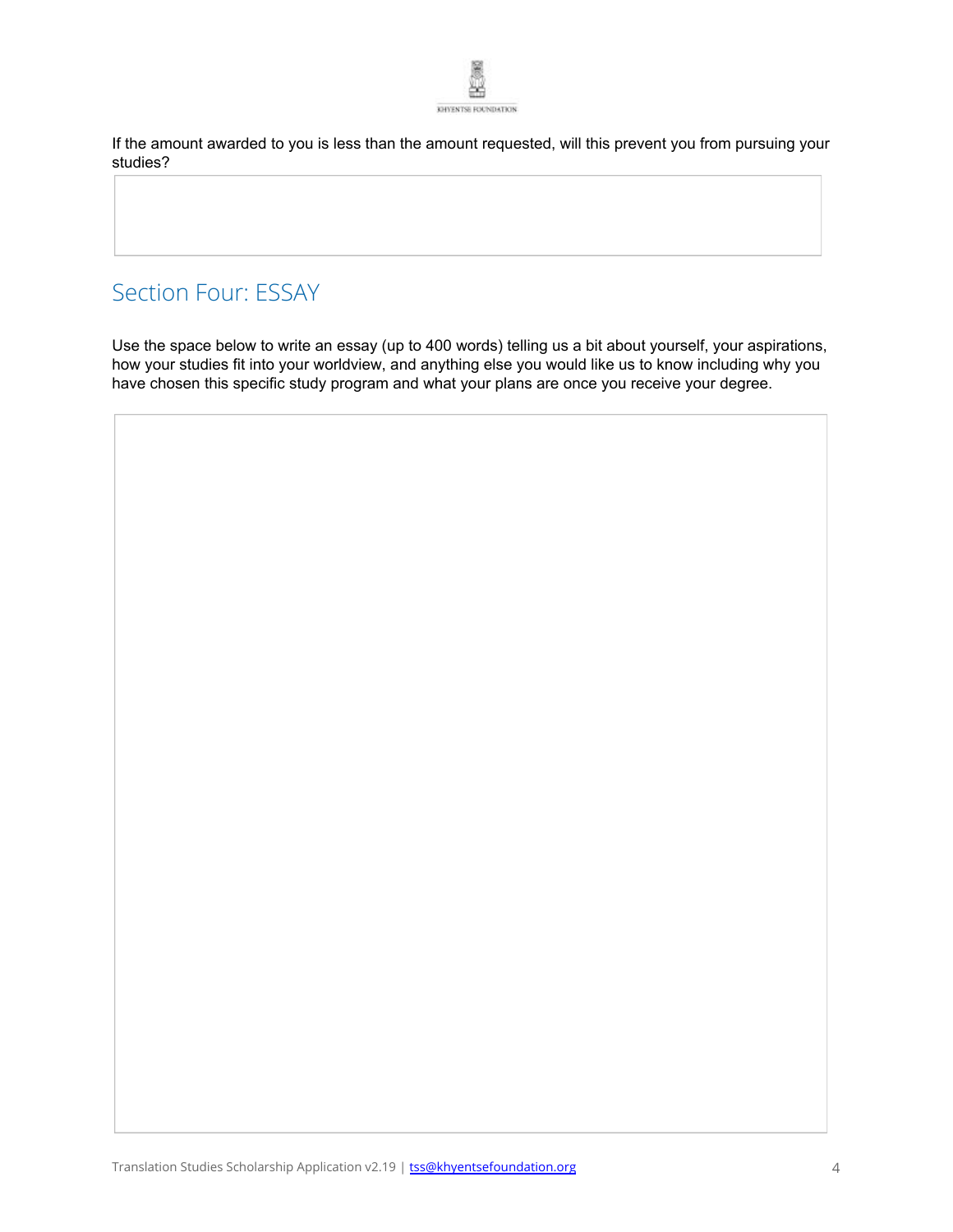If the amount awarded to you is less than the amount requested, will this prevent you from pursuing your studies?

## Section Four: ESSAY

Use the space below to write an essay (up to 400 words) telling us a bit about yourself, your aspirations, how your studies fit into your worldview, and anything else you would like us to know including why you have chosen this specific study program and what your plans are once you receive your degree.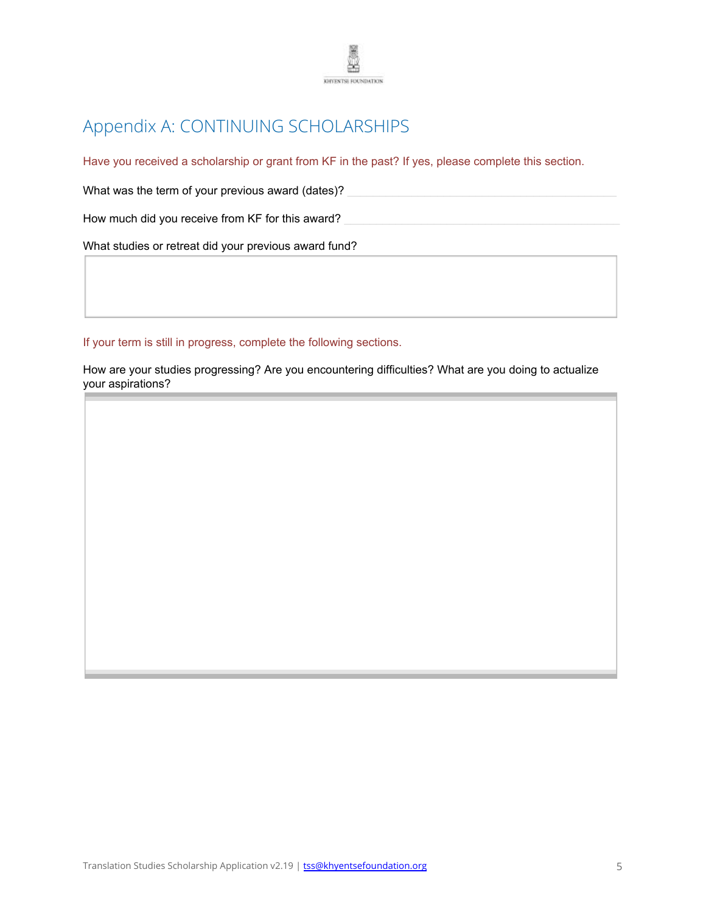# Appendix A: CONTINUING SCHOLARSHIPS

Have you received a scholarship or grant from KF in the past? If yes, please complete this section.

What was the term of your previous award (dates)? ______________________

How much did you receive from KF for this award? ______________________

What studies or retreat did your previous award fund?

If your term is still in progress, complete the following sections.

How are your studies progressing? Are you encountering difficulties? What are you doing to actualize your aspirations?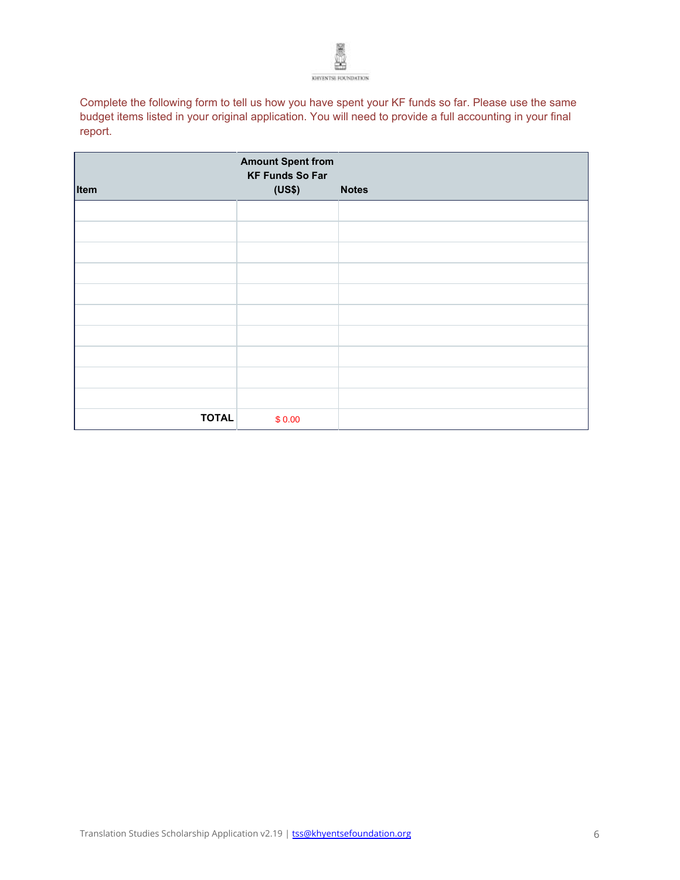Complete the following form to tell us how you have spent your KF funds so far. Please use the same budget items listed in your original application. You will need to provide a full accounting in your final report.

| Item | Amount Spent from KF Funds So Far (US$) | Notes |
|---|---|---|
| | | |
| | | |
| | | |
| | | |
| | | |
| | | |
| | | |
| | | |
| | | |
| | | |
| **TOTAL** | $ 0.00 | |